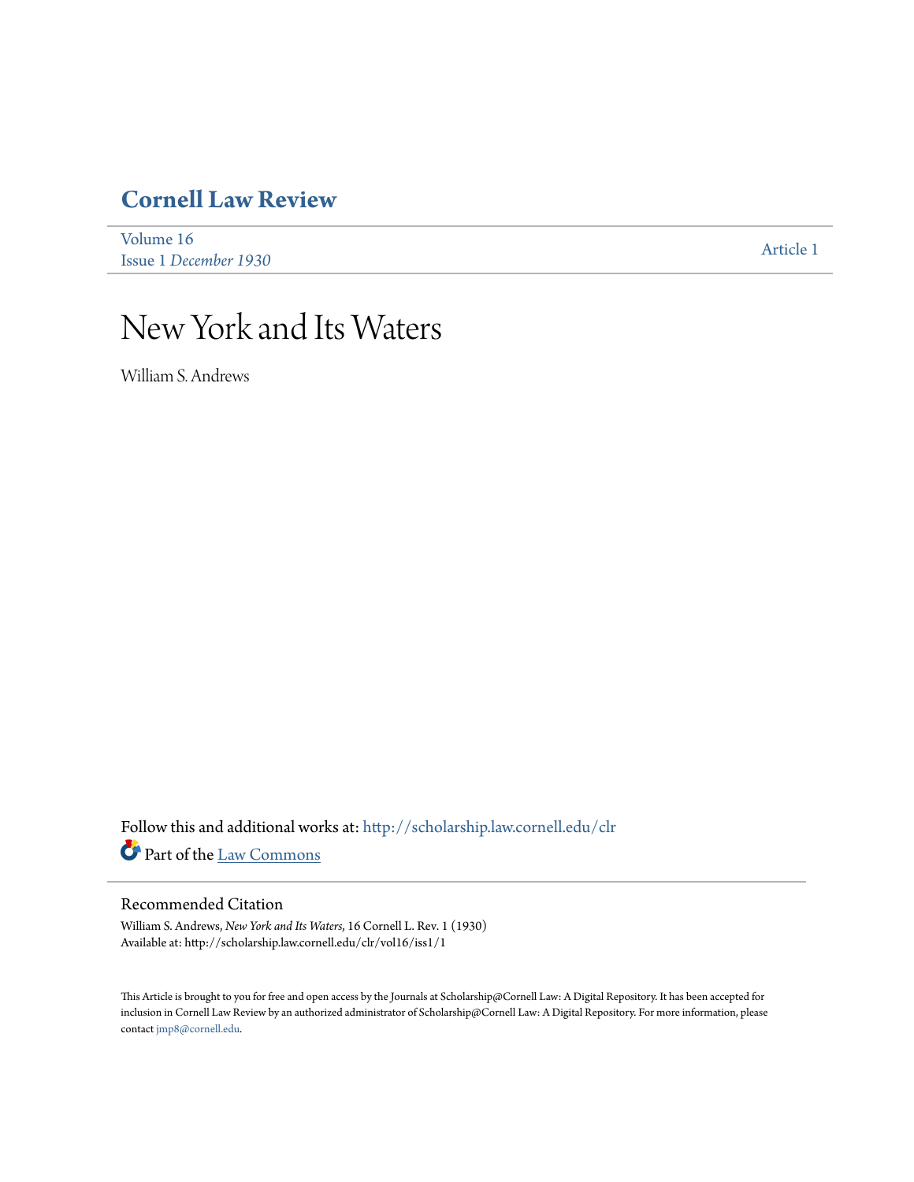# Cornell Law Review

Volume 16
Issue 1 *December 1930*

Article 1

# New York and Its Waters

William S. Andrews

Follow this and additional works at: http://scholarship.law.cornell.edu/clr

Part of the Law Commons

## Recommended Citation

William S. Andrews, *New York and Its Waters*, 16 Cornell L. Rev. 1 (1930)
Available at: http://scholarship.law.cornell.edu/clr/vol16/iss1/1

This Article is brought to you for free and open access by the Journals at Scholarship@Cornell Law: A Digital Repository. It has been accepted for inclusion in Cornell Law Review by an authorized administrator of Scholarship@Cornell Law: A Digital Repository. For more information, please contact jmp8@cornell.edu.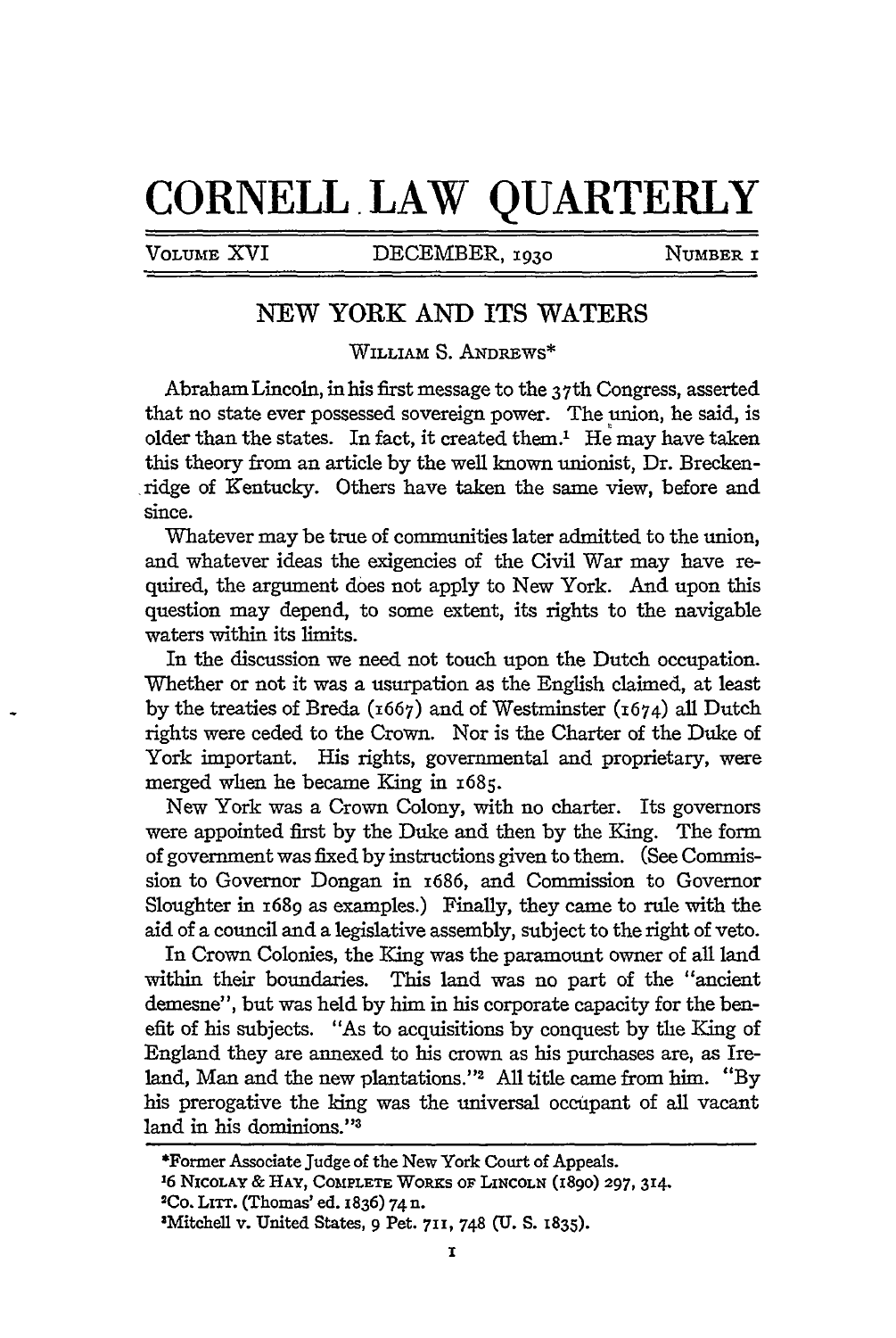# CORNELL LAW QUARTERLY

VOLUME XVI — DECEMBER, 1930 — NUMBER 1

## NEW YORK AND ITS WATERS

WILLIAM S. ANDREWS*

Abraham Lincoln, in his first message to the 37th Congress, asserted that no state ever possessed sovereign power. The union, he said, is older than the states. In fact, it created them.[1] He may have taken this theory from an article by the well known unionist, Dr. Breckenridge of Kentucky. Others have taken the same view, before and since.

Whatever may be true of communities later admitted to the union, and whatever ideas the exigencies of the Civil War may have required, the argument does not apply to New York. And upon this question may depend, to some extent, its rights to the navigable waters within its limits.

In the discussion we need not touch upon the Dutch occupation. Whether or not it was a usurpation as the English claimed, at least by the treaties of Breda (1667) and of Westminster (1674) all Dutch rights were ceded to the Crown. Nor is the Charter of the Duke of York important. His rights, governmental and proprietary, were merged when he became King in 1685.

New York was a Crown Colony, with no charter. Its governors were appointed first by the Duke and then by the King. The form of government was fixed by instructions given to them. (See Commission to Governor Dongan in 1686, and Commission to Governor Sloughter in 1689 as examples.) Finally, they came to rule with the aid of a council and a legislative assembly, subject to the right of veto.

In Crown Colonies, the King was the paramount owner of all land within their boundaries. This land was no part of the "ancient demesne", but was held by him in his corporate capacity for the benefit of his subjects. "As to acquisitions by conquest by the King of England they are annexed to his crown as his purchases are, as Ireland, Man and the new plantations."[2] All title came from him. "By his prerogative the king was the universal occupant of all vacant land in his dominions."[3]

---

*Former Associate Judge of the New York Court of Appeals.

[1]6 NICOLAY & HAY, COMPLETE WORKS OF LINCOLN (1890) 297, 314.

[2]CO. LITT. (Thomas' ed. 1836) 74 n.

[3]Mitchell v. United States, 9 Pet. 711, 748 (U. S. 1835).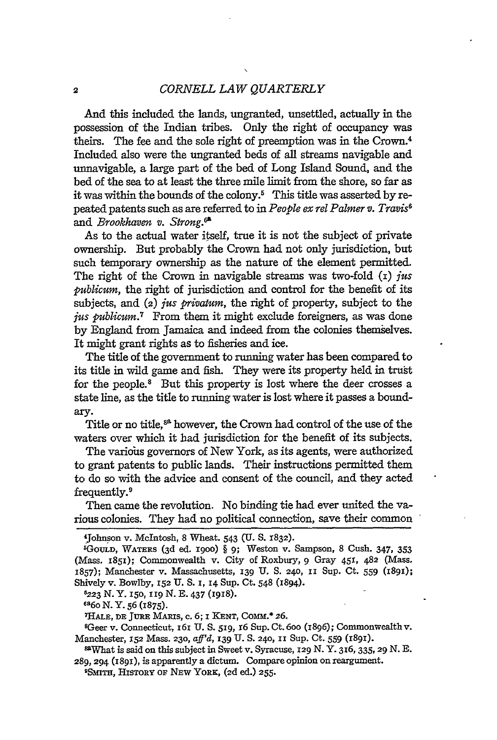And this included the lands, ungranted, unsettled, actually in the possession of the Indian tribes. Only the right of occupancy was theirs. The fee and the sole right of preemption was in the Crown.[4] Included also were the ungranted beds of all streams navigable and unnavigable, a large part of the bed of Long Island Sound, and the bed of the sea to at least the three mile limit from the shore, so far as it was within the bounds of the colony.[5] This title was asserted by repeated patents such as are referred to in *People ex rel Palmer v. Travis*[6] and *Brookhaven v. Strong*.[6a]

As to the actual water itself, true it is not the subject of private ownership. But probably the Crown had not only jurisdiction, but such temporary ownership as the nature of the element permitted. The right of the Crown in navigable streams was two-fold (1) *jus publicum*, the right of jurisdiction and control for the benefit of its subjects, and (2) *jus privatum*, the right of property, subject to the *jus publicum*.[7] From them it might exclude foreigners, as was done by England from Jamaica and indeed from the colonies themselves. It might grant rights as to fisheries and ice.

The title of the government to running water has been compared to its title in wild game and fish. They were its property held in trust for the people.[8] But this property is lost where the deer crosses a state line, as the title to running water is lost where it passes a boundary.

Title or no title,[8a] however, the Crown had control of the use of the waters over which it had jurisdiction for the benefit of its subjects.

The various governors of New York, as its agents, were authorized to grant patents to public lands. Their instructions permitted them to do so with the advice and consent of the council, and they acted frequently.[9]

Then came the revolution. No binding tie had ever united the various colonies. They had no political connection, save their common

---

[4] Johnson v. McIntosh, 8 Wheat. 543 (U. S. 1832).

[5] GOULD, WATERS (3d ed. 1900) § 9; Weston v. Sampson, 8 Cush. 347, 353 (Mass. 1851); Commonwealth v. City of Roxbury, 9 Gray 451, 482 (Mass. 1857); Manchester v. Massachusetts, 139 U. S. 240, 11 Sup. Ct. 559 (1891); Shively v. Bowlby, 152 U. S. 1, 14 Sup. Ct. 548 (1894).

[6] 223 N. Y. 150, 119 N. E. 437 (1918).

[6a] 60 N. Y. 56 (1875).

[7] HALE, DE JURE MARIS, c. 6; 1 KENT, COMM.* 26.

[8] Geer v. Connecticut, 161 U. S. 519, 16 Sup. Ct. 600 (1896); Commonwealth v. Manchester, 152 Mass. 230, *aff'd*, 139 U. S. 240, 11 Sup. Ct. 559 (1891).

[8a] What is said on this subject in Sweet v. Syracuse, 129 N. Y. 316, 335, 29 N. E. 289, 294 (1891), is apparently a dictum. Compare opinion on reargument.

[9] SMITH, HISTORY OF NEW YORK, (2d ed.) 255.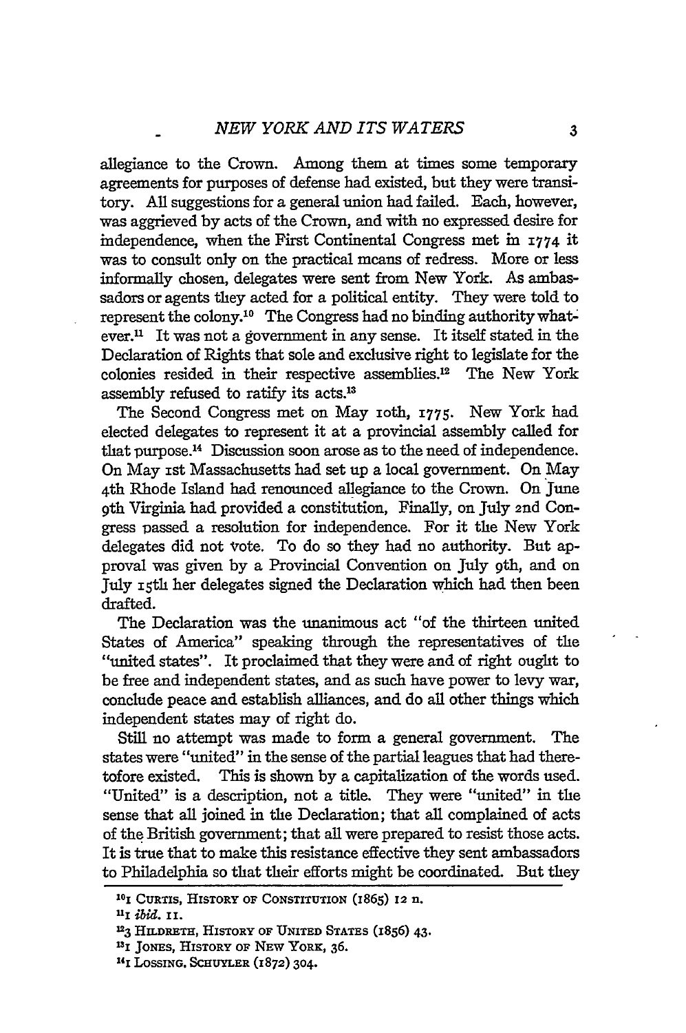allegiance to the Crown. Among them at times some temporary agreements for purposes of defense had existed, but they were transitory. All suggestions for a general union had failed. Each, however, was aggrieved by acts of the Crown, and with no expressed desire for independence, when the First Continental Congress met in 1774 it was to consult only on the practical means of redress. More or less informally chosen, delegates were sent from New York. As ambassadors or agents they acted for a political entity. They were told to represent the colony.[10] The Congress had no binding authority whatever.[11] It was not a government in any sense. It itself stated in the Declaration of Rights that sole and exclusive right to legislate for the colonies resided in their respective assemblies.[12] The New York assembly refused to ratify its acts.[13]

The Second Congress met on May 10th, 1775. New York had elected delegates to represent it at a provincial assembly called for that purpose.[14] Discussion soon arose as to the need of independence. On May 1st Massachusetts had set up a local government. On May 4th Rhode Island had renounced allegiance to the Crown. On June 9th Virginia had provided a constitution, Finally, on July 2nd Congress passed a resolution for independence. For it the New York delegates did not vote. To do so they had no authority. But approval was given by a Provincial Convention on July 9th, and on July 15th her delegates signed the Declaration which had then been drafted.

The Declaration was the unanimous act "of the thirteen united States of America" speaking through the representatives of the "united states". It proclaimed that they were and of right ought to be free and independent states, and as such have power to levy war, conclude peace and establish alliances, and do all other things which independent states may of right do.

Still no attempt was made to form a general government. The states were "united" in the sense of the partial leagues that had theretofore existed. This is shown by a capitalization of the words used. "United" is a description, not a title. They were "united" in the sense that all joined in the Declaration; that all complained of acts of the British government; that all were prepared to resist those acts. It is true that to make this resistance effective they sent ambassadors to Philadelphia so that their efforts might be coordinated. But they

[10] 1 CURTIS, HISTORY OF CONSTITUTION (1865) 12 n.

[11] 1 *ibid.* 11.

[12] 3 HILDRETH, HISTORY OF UNITED STATES (1856) 43.

[13] 1 JONES, HISTORY OF NEW YORK, 36.

[14] 1 LOSSING. SCHUYLER (1872) 304.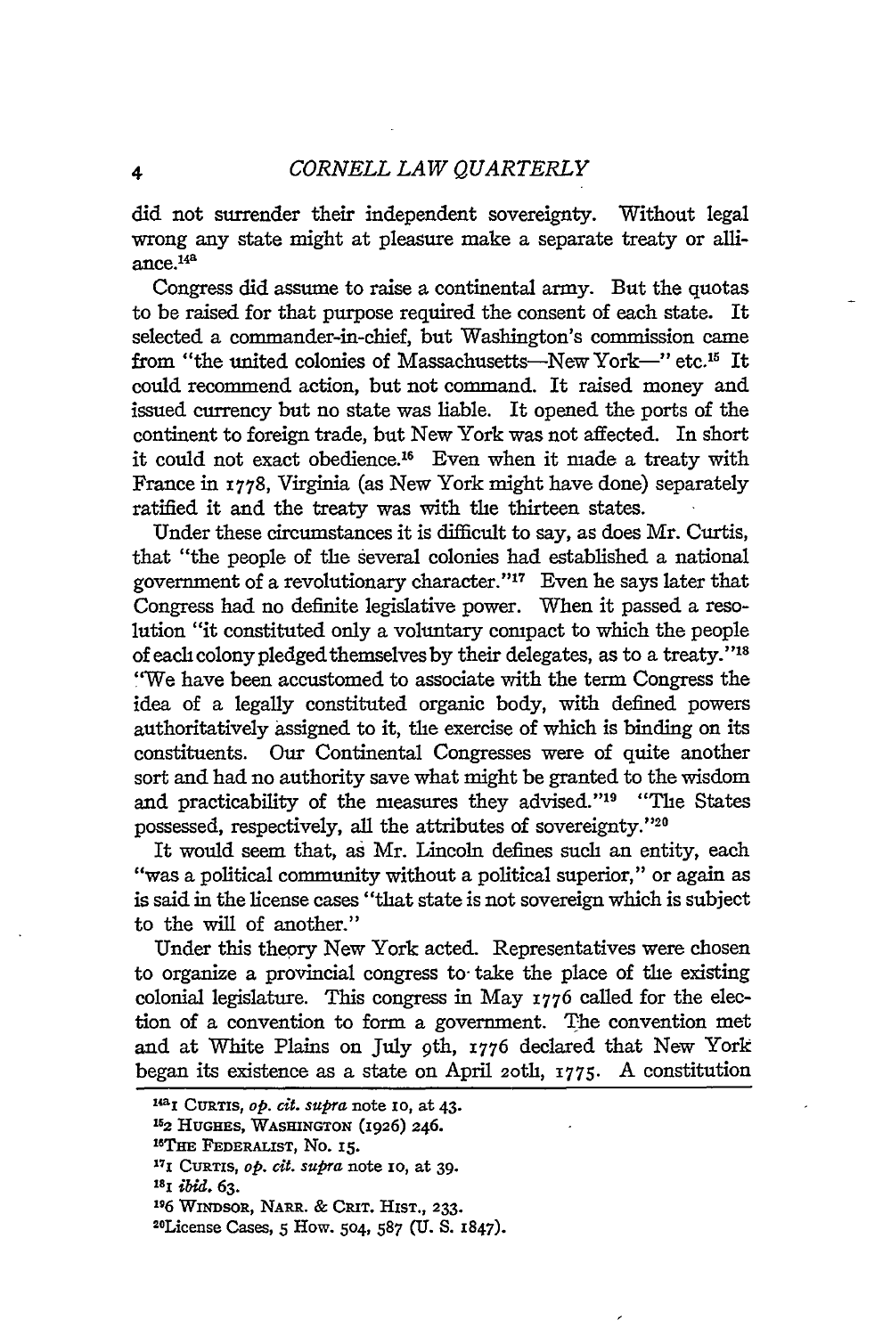did not surrender their independent sovereignty. Without legal wrong any state might at pleasure make a separate treaty or alliance.[14a]

Congress did assume to raise a continental army. But the quotas to be raised for that purpose required the consent of each state. It selected a commander-in-chief, but Washington's commission came from "the united colonies of Massachusetts—New York—" etc.[15] It could recommend action, but not command. It raised money and issued currency but no state was liable. It opened the ports of the continent to foreign trade, but New York was not affected. In short it could not exact obedience.[16] Even when it made a treaty with France in 1778, Virginia (as New York might have done) separately ratified it and the treaty was with the thirteen states.

Under these circumstances it is difficult to say, as does Mr. Curtis, that "the people of the several colonies had established a national government of a revolutionary character."[17] Even he says later that Congress had no definite legislative power. When it passed a resolution "it constituted only a voluntary compact to which the people of each colony pledged themselves by their delegates, as to a treaty."[18] "We have been accustomed to associate with the term Congress the idea of a legally constituted organic body, with defined powers authoritatively assigned to it, the exercise of which is binding on its constituents. Our Continental Congresses were of quite another sort and had no authority save what might be granted to the wisdom and practicability of the measures they advised."[19] "The States possessed, respectively, all the attributes of sovereignty."[20]

It would seem that, as Mr. Lincoln defines such an entity, each "was a political community without a political superior," or again as is said in the license cases "that state is not sovereign which is subject to the will of another."

Under this theory New York acted. Representatives were chosen to organize a provincial congress to take the place of the existing colonial legislature. This congress in May 1776 called for the election of a convention to form a government. The convention met and at White Plains on July 9th, 1776 declared that New York began its existence as a state on April 20th, 1775. A constitution

---

[14a] 1 CURTIS, *op. cit. supra* note 10, at 43.

[15] 2 HUGHES, WASHINGTON (1926) 246.

[16] THE FEDERALIST, No. 15.

[17] 1 CURTIS, *op. cit. supra* note 10, at 39.

[18] 1 *ibid.* 63.

[19] 6 WINDSOR, NARR. & CRIT. HIST., 233.

[20] License Cases, 5 How. 504, 587 (U. S. 1847).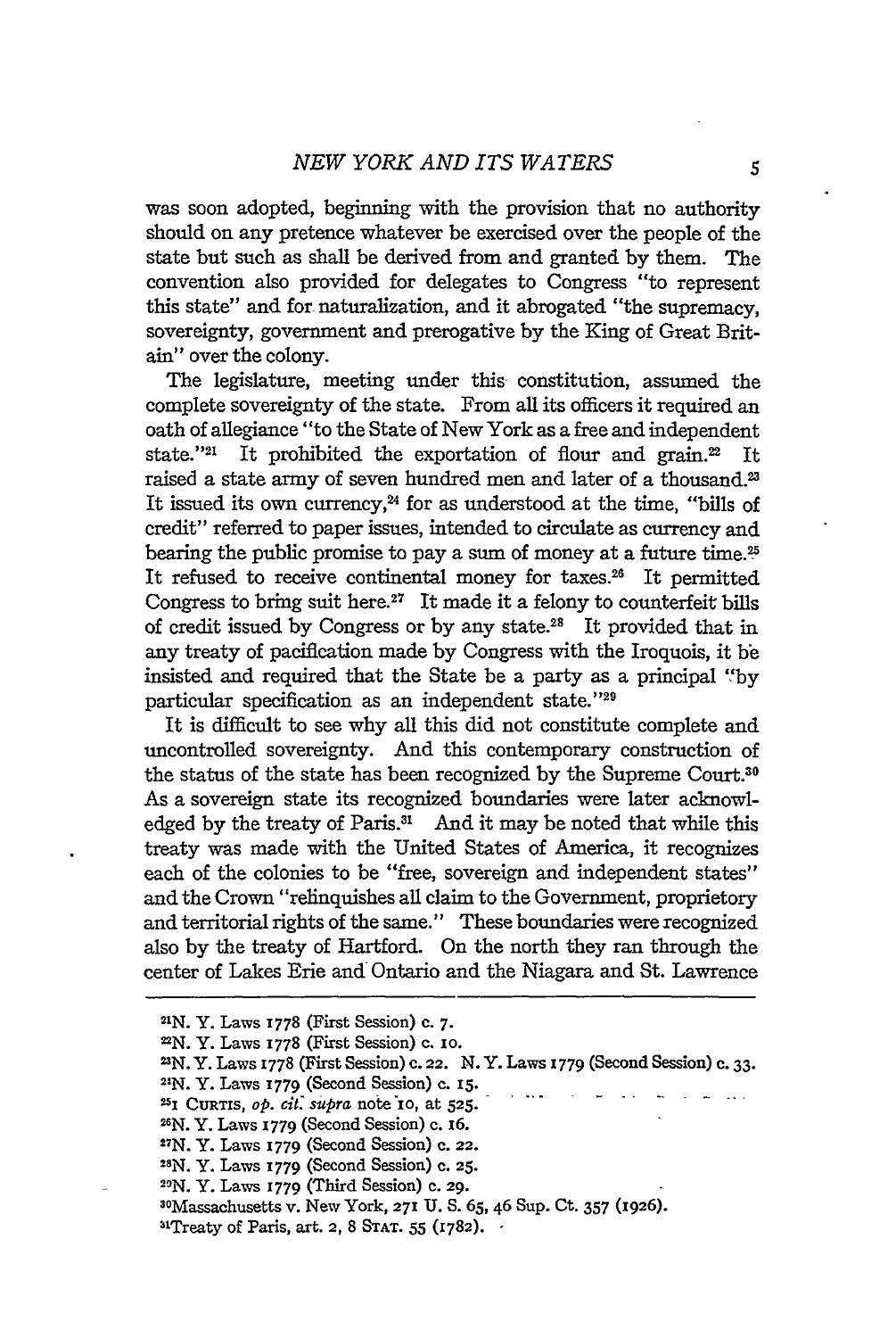was soon adopted, beginning with the provision that no authority should on any pretence whatever be exercised over the people of the state but such as shall be derived from and granted by them. The convention also provided for delegates to Congress "to represent this state" and for naturalization, and it abrogated "the supremacy, sovereignty, government and prerogative by the King of Great Britain" over the colony.

The legislature, meeting under this constitution, assumed the complete sovereignty of the state. From all its officers it required an oath of allegiance "to the State of New York as a free and independent state."[21] It prohibited the exportation of flour and grain.[22] It raised a state army of seven hundred men and later of a thousand.[23] It issued its own currency,[24] for as understood at the time, "bills of credit" referred to paper issues, intended to circulate as currency and bearing the public promise to pay a sum of money at a future time.[25] It refused to receive continental money for taxes.[26] It permitted Congress to bring suit here.[27] It made it a felony to counterfeit bills of credit issued by Congress or by any state.[28] It provided that in any treaty of pacification made by Congress with the Iroquois, it be insisted and required that the State be a party as a principal "by particular specification as an independent state."[29]

It is difficult to see why all this did not constitute complete and uncontrolled sovereignty. And this contemporary construction of the status of the state has been recognized by the Supreme Court.[30] As a sovereign state its recognized boundaries were later acknowledged by the treaty of Paris.[31] And it may be noted that while this treaty was made with the United States of America, it recognizes each of the colonies to be "free, sovereign and independent states" and the Crown "relinquishes all claim to the Government, proprietory and territorial rights of the same." These boundaries were recognized also by the treaty of Hartford. On the north they ran through the center of Lakes Erie and Ontario and the Niagara and St. Lawrence

---

[21] N. Y. Laws 1778 (First Session) c. 7.

[22] N. Y. Laws 1778 (First Session) c. 10.

[23] N. Y. Laws 1778 (First Session) c. 22. N. Y. Laws 1779 (Second Session) c. 33.

[24] N. Y. Laws 1779 (Second Session) c. 15.

[25] 1 CURTIS, *op. cit. supra* note 10, at 525.

[26] N. Y. Laws 1779 (Second Session) c. 16.

[27] N. Y. Laws 1779 (Second Session) c. 22.

[28] N. Y. Laws 1779 (Second Session) c. 25.

[29] N. Y. Laws 1779 (Third Session) c. 29.

[30] Massachusetts v. New York, 271 U. S. 65, 46 Sup. Ct. 357 (1926).

[31] Treaty of Paris, art. 2, 8 STAT. 55 (1782).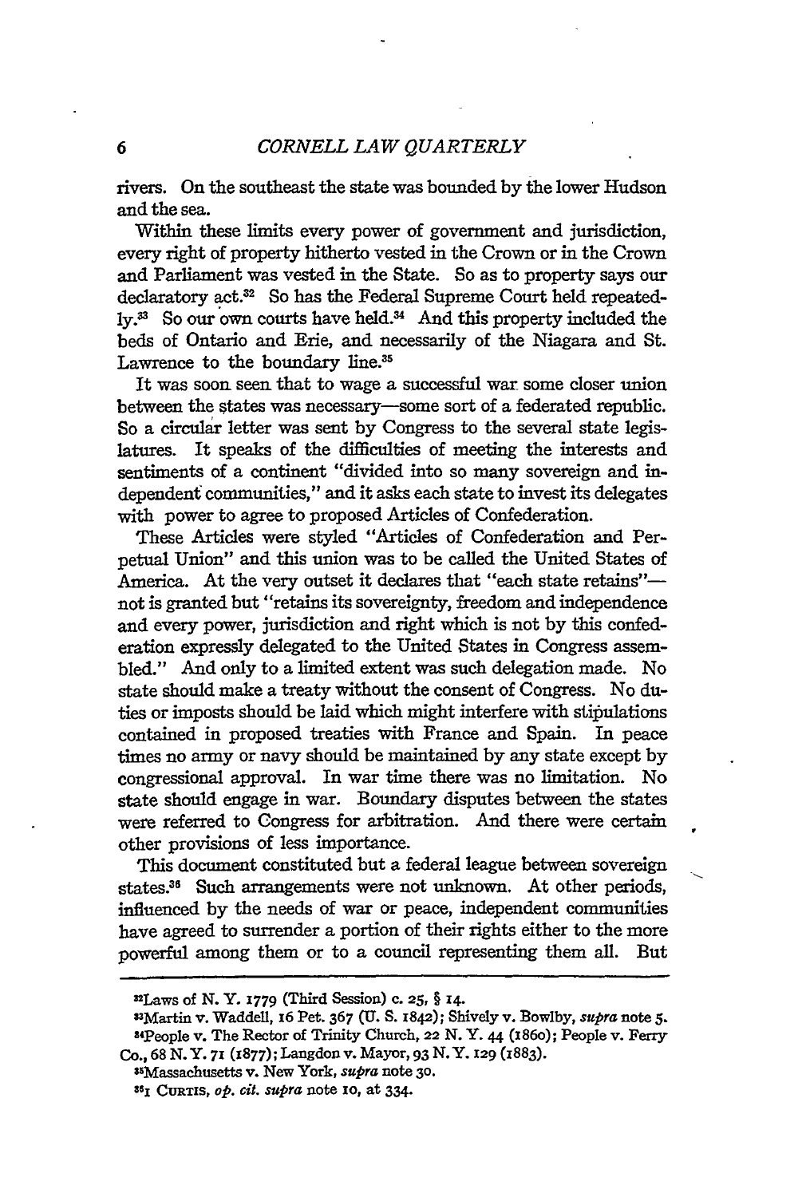rivers. On the southeast the state was bounded by the lower Hudson and the sea.

Within these limits every power of government and jurisdiction, every right of property hitherto vested in the Crown or in the Crown and Parliament was vested in the State. So as to property says our declaratory act.[32] So has the Federal Supreme Court held repeatedly.[33] So our own courts have held.[34] And this property included the beds of Ontario and Erie, and necessarily of the Niagara and St. Lawrence to the boundary line.[35]

It was soon seen that to wage a successful war some closer union between the states was necessary—some sort of a federated republic. So a circular letter was sent by Congress to the several state legislatures. It speaks of the difficulties of meeting the interests and sentiments of a continent "divided into so many sovereign and independent communities," and it asks each state to invest its delegates with power to agree to proposed Articles of Confederation.

These Articles were styled "Articles of Confederation and Perpetual Union" and this union was to be called the United States of America. At the very outset it declares that "each state retains"—not is granted but "retains its sovereignty, freedom and independence and every power, jurisdiction and right which is not by this confederation expressly delegated to the United States in Congress assembled." And only to a limited extent was such delegation made. No state should make a treaty without the consent of Congress. No duties or imposts should be laid which might interfere with stipulations contained in proposed treaties with France and Spain. In peace times no army or navy should be maintained by any state except by congressional approval. In war time there was no limitation. No state should engage in war. Boundary disputes between the states were referred to Congress for arbitration. And there were certain other provisions of less importance.

This document constituted but a federal league between sovereign states.[36] Such arrangements were not unknown. At other periods, influenced by the needs of war or peace, independent communities have agreed to surrender a portion of their rights either to the more powerful among them or to a council representing them all. But

---

[32]Laws of N. Y. 1779 (Third Session) c. 25, § 14.

[33]Martin v. Waddell, 16 Pet. 367 (U. S. 1842); Shively v. Bowlby, *supra* note 5.

[34]People v. The Rector of Trinity Church, 22 N. Y. 44 (1860); People v. Ferry Co., 68 N. Y. 71 (1877); Langdon v. Mayor, 93 N. Y. 129 (1883).

[35]Massachusetts v. New York, *supra* note 30.

[36]1 CURTIS, *op. cit. supra* note 10, at 334.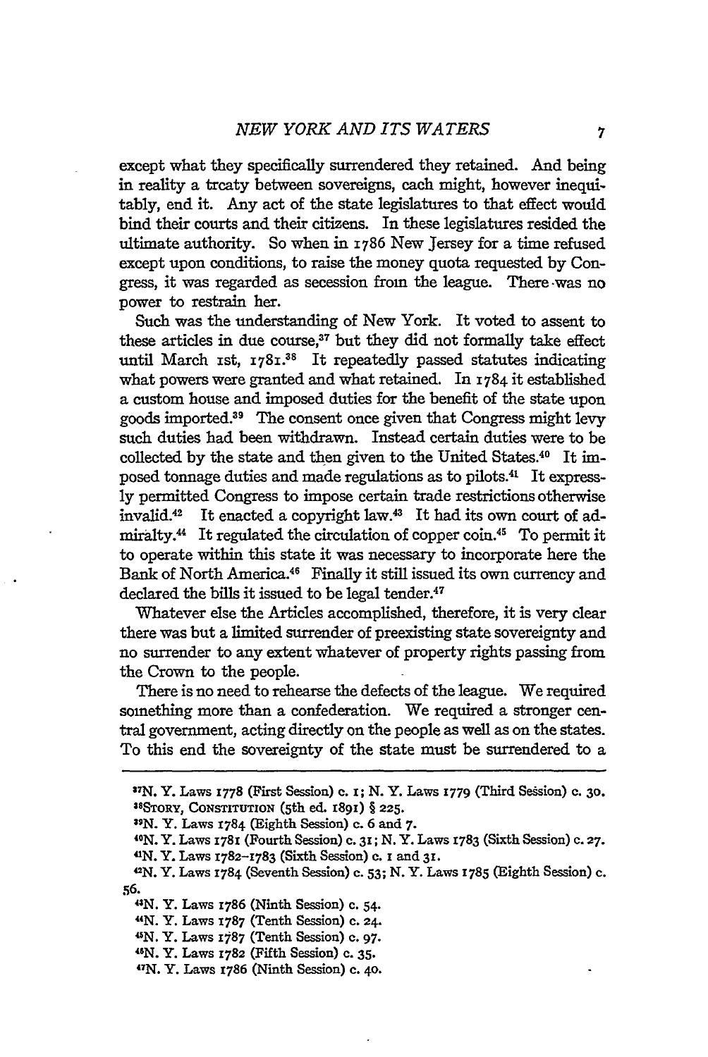except what they specifically surrendered they retained. And being in reality a treaty between sovereigns, each might, however inequitably, end it. Any act of the state legislatures to that effect would bind their courts and their citizens. In these legislatures resided the ultimate authority. So when in 1786 New Jersey for a time refused except upon conditions, to raise the money quota requested by Congress, it was regarded as secession from the league. There was no power to restrain her.

Such was the understanding of New York. It voted to assent to these articles in due course,[37] but they did not formally take effect until March 1st, 1781.[38] It repeatedly passed statutes indicating what powers were granted and what retained. In 1784 it established a custom house and imposed duties for the benefit of the state upon goods imported.[39] The consent once given that Congress might levy such duties had been withdrawn. Instead certain duties were to be collected by the state and then given to the United States.[40] It imposed tonnage duties and made regulations as to pilots.[41] It expressly permitted Congress to impose certain trade restrictions otherwise invalid.[42] It enacted a copyright law.[43] It had its own court of admiralty.[44] It regulated the circulation of copper coin.[45] To permit it to operate within this state it was necessary to incorporate here the Bank of North America.[46] Finally it still issued its own currency and declared the bills it issued to be legal tender.[47]

Whatever else the Articles accomplished, therefore, it is very clear there was but a limited surrender of preexisting state sovereignty and no surrender to any extent whatever of property rights passing from the Crown to the people.

There is no need to rehearse the defects of the league. We required something more than a confederation. We required a stronger central government, acting directly on the people as well as on the states. To this end the sovereignty of the state must be surrendered to a

---

[37] N. Y. Laws 1778 (First Session) c. 1; N. Y. Laws 1779 (Third Session) c. 30.

[38] Story, Constitution (5th ed. 1891) § 225.

[39] N. Y. Laws 1784 (Eighth Session) c. 6 and 7.

[40] N. Y. Laws 1781 (Fourth Session) c. 31; N. Y. Laws 1783 (Sixth Session) c. 27.

[41] N. Y. Laws 1782–1783 (Sixth Session) c. 1 and 31.

[42] N. Y. Laws 1784 (Seventh Session) c. 53; N. Y. Laws 1785 (Eighth Session) c. 56.

[43] N. Y. Laws 1786 (Ninth Session) c. 54.

[44] N. Y. Laws 1787 (Tenth Session) c. 24.

[45] N. Y. Laws 1787 (Tenth Session) c. 97.

[46] N. Y. Laws 1782 (Fifth Session) c. 35.

[47] N. Y. Laws 1786 (Ninth Session) c. 40.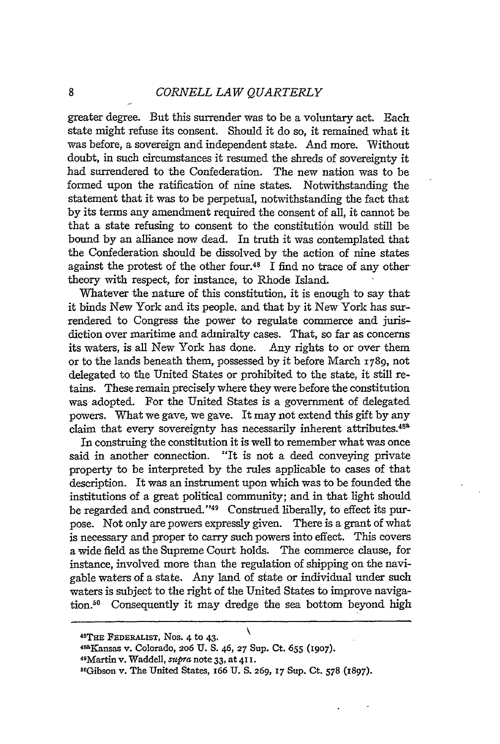greater degree. But this surrender was to be a voluntary act. Each state might refuse its consent. Should it do so, it remained what it was before, a sovereign and independent state. And more. Without doubt, in such circumstances it resumed the shreds of sovereignty it had surrendered to the Confederation. The new nation was to be formed upon the ratification of nine states. Notwithstanding the statement that it was to be perpetual, notwithstanding the fact that by its terms any amendment required the consent of all, it cannot be that a state refusing to consent to the constitution would still be bound by an alliance now dead. In truth it was contemplated that the Confederation should be dissolved by the action of nine states against the protest of the other four.[48] I find no trace of any other theory with respect, for instance, to Rhode Island.

Whatever the nature of this constitution, it is enough to say that it binds New York and its people, and that by it New York has surrendered to Congress the power to regulate commerce and jurisdiction over maritime and admiralty cases. That, so far as concerns its waters, is all New York has done. Any rights to or over them or to the lands beneath them, possessed by it before March 1789, not delegated to the United States or prohibited to the state, it still retains. These remain precisely where they were before the constitution was adopted. For the United States is a government of delegated powers. What we gave, we gave. It may not extend this gift by any claim that every sovereignty has necessarily inherent attributes.[48a]

In construing the constitution it is well to remember what was once said in another connection. "It is not a deed conveying private property to be interpreted by the rules applicable to cases of that description. It was an instrument upon which was to be founded the institutions of a great political community; and in that light should be regarded and construed."[49] Construed liberally, to effect its purpose. Not only are powers expressly given. There is a grant of what is necessary and proper to carry such powers into effect. This covers a wide field as the Supreme Court holds. The commerce clause, for instance, involved more than the regulation of shipping on the navigable waters of a state. Any land of state or individual under such waters is subject to the right of the United States to improve navigation.[50] Consequently it may dredge the sea bottom beyond high

---

[48]The Federalist, Nos. 4 to 43.

[48a]Kansas v. Colorado, 206 U. S. 46, 27 Sup. Ct. 655 (1907).

[49]Martin v. Waddell, *supra* note 33, at 411.

[50]Gibson v. The United States, 166 U. S. 269, 17 Sup. Ct. 578 (1897).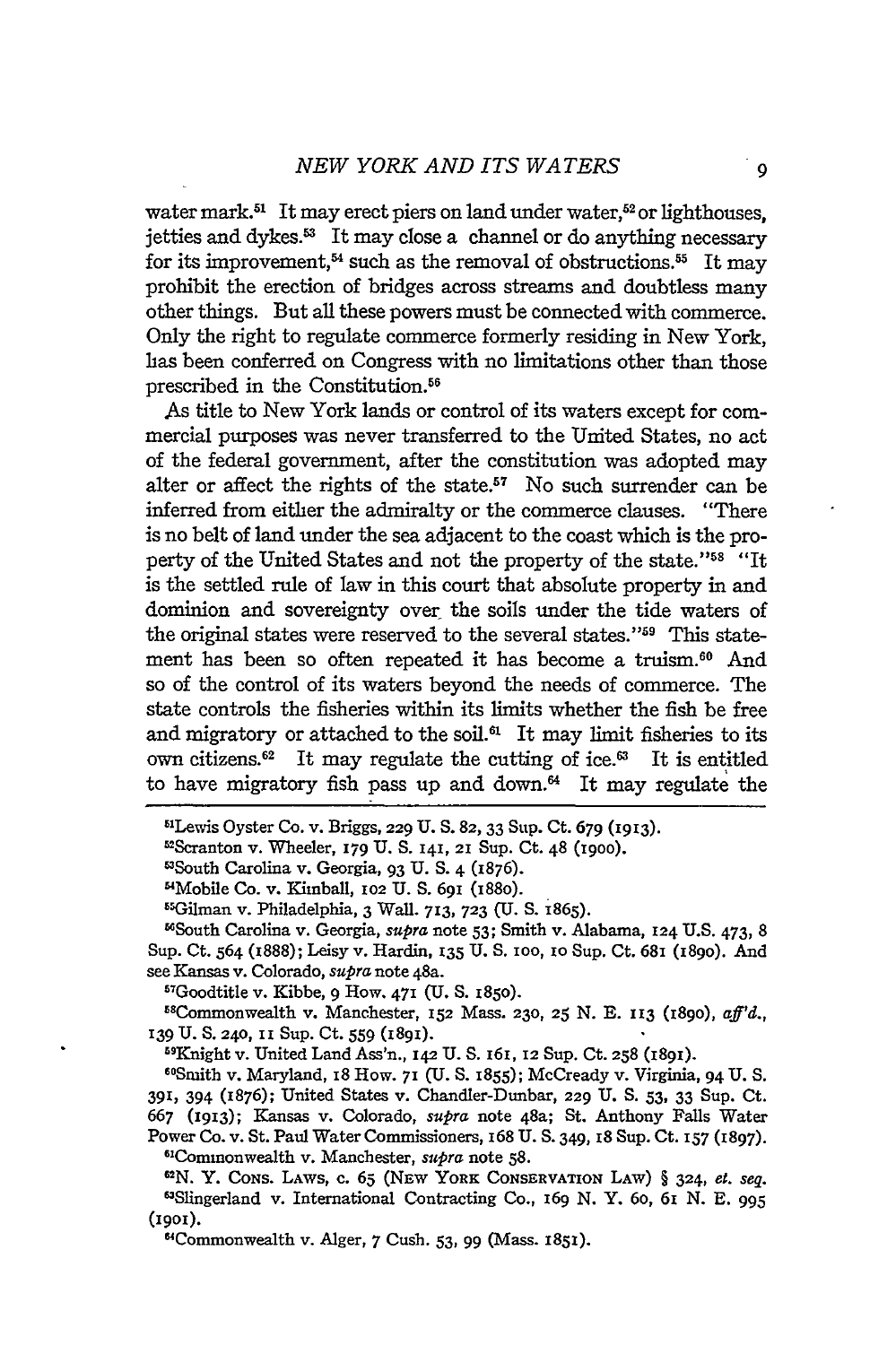water mark.[51] It may erect piers on land under water,[52] or lighthouses, jetties and dykes.[53] It may close a channel or do anything necessary for its improvement,[54] such as the removal of obstructions.[55] It may prohibit the erection of bridges across streams and doubtless many other things. But all these powers must be connected with commerce. Only the right to regulate commerce formerly residing in New York, has been conferred on Congress with no limitations other than those prescribed in the Constitution.[56]

As title to New York lands or control of its waters except for commercial purposes was never transferred to the United States, no act of the federal government, after the constitution was adopted may alter or affect the rights of the state.[57] No such surrender can be inferred from either the admiralty or the commerce clauses. "There is no belt of land under the sea adjacent to the coast which is the property of the United States and not the property of the state."[58] "It is the settled rule of law in this court that absolute property in and dominion and sovereignty over the soils under the tide waters of the original states were reserved to the several states."[59] This statement has been so often repeated it has become a truism.[60] And so of the control of its waters beyond the needs of commerce. The state controls the fisheries within its limits whether the fish be free and migratory or attached to the soil.[61] It may limit fisheries to its own citizens.[62] It may regulate the cutting of ice.[63] It is entitled to have migratory fish pass up and down.[64] It may regulate the

---

[51]Lewis Oyster Co. v. Briggs, 229 U. S. 82, 33 Sup. Ct. 679 (1913).

[52]Scranton v. Wheeler, 179 U. S. 141, 21 Sup. Ct. 48 (1900).

[53]South Carolina v. Georgia, 93 U. S. 4 (1876).

[54]Mobile Co. v. Kimball, 102 U. S. 691 (1880).

[55]Gilman v. Philadelphia, 3 Wall. 713, 723 (U. S. 1865).

[56]South Carolina v. Georgia, *supra* note 53; Smith v. Alabama, 124 U.S. 473, 8 Sup. Ct. 564 (1888); Leisy v. Hardin, 135 U. S. 100, 10 Sup. Ct. 681 (1890). And see Kansas v. Colorado, *supra* note 48a.

[57]Goodtitle v. Kibbe, 9 How. 471 (U. S. 1850).

[58]Commonwealth v. Manchester, 152 Mass. 230, 25 N. E. 113 (1890), *aff'd.*, 139 U. S. 240, 11 Sup. Ct. 559 (1891).

[59]Knight v. United Land Ass'n., 142 U. S. 161, 12 Sup. Ct. 258 (1891).

[60]Smith v. Maryland, 18 How. 71 (U. S. 1855); McCready v. Virginia, 94 U. S. 391, 394 (1876); United States v. Chandler-Dunbar, 229 U. S. 53, 33 Sup. Ct. 667 (1913); Kansas v. Colorado, *supra* note 48a; St. Anthony Falls Water Power Co. v. St. Paul Water Commissioners, 168 U. S. 349, 18 Sup. Ct. 157 (1897).

[61]Commonwealth v. Manchester, *supra* note 58.

[62]N. Y. Cons. Laws, c. 65 (New York Conservation Law) § 324, *et. seq.*

[63]Slingerland v. International Contracting Co., 169 N. Y. 60, 61 N. E. 995 (1901).

[64]Commonwealth v. Alger, 7 Cush. 53, 99 (Mass. 1851).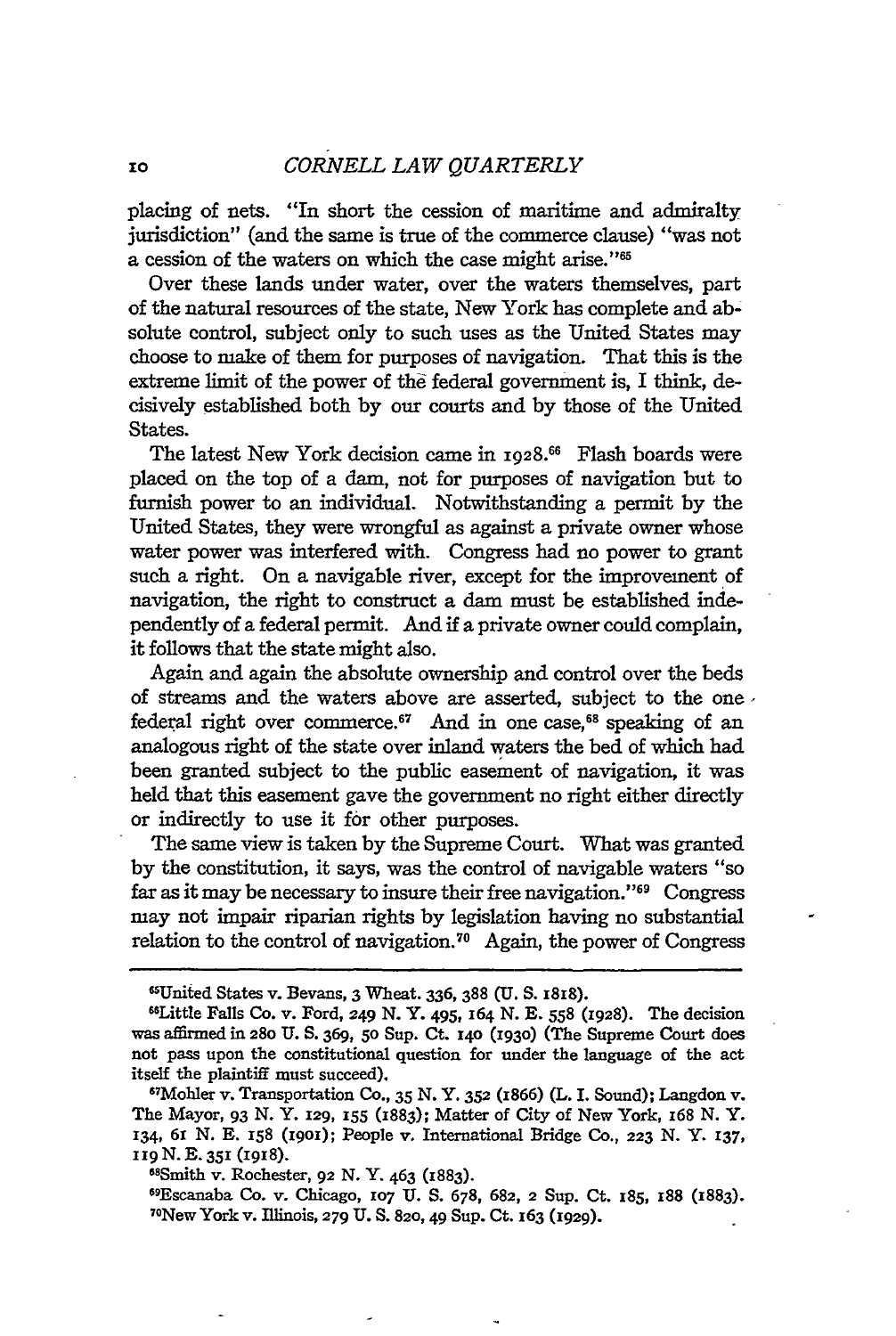placing of nets. "In short the cession of maritime and admiralty jurisdiction" (and the same is true of the commerce clause) "was not a cession of the waters on which the case might arise."[65]

Over these lands under water, over the waters themselves, part of the natural resources of the state, New York has complete and absolute control, subject only to such uses as the United States may choose to make of them for purposes of navigation. That this is the extreme limit of the power of the federal government is, I think, decisively established both by our courts and by those of the United States.

The latest New York decision came in 1928.[66] Flash boards were placed on the top of a dam, not for purposes of navigation but to furnish power to an individual. Notwithstanding a permit by the United States, they were wrongful as against a private owner whose water power was interfered with. Congress had no power to grant such a right. On a navigable river, except for the improvement of navigation, the right to construct a dam must be established independently of a federal permit. And if a private owner could complain, it follows that the state might also.

Again and again the absolute ownership and control over the beds of streams and the waters above are asserted, subject to the one federal right over commerce.[67] And in one case,[68] speaking of an analogous right of the state over inland waters the bed of which had been granted subject to the public easement of navigation, it was held that this easement gave the government no right either directly or indirectly to use it for other purposes.

The same view is taken by the Supreme Court. What was granted by the constitution, it says, was the control of navigable waters "so far as it may be necessary to insure their free navigation."[69] Congress may not impair riparian rights by legislation having no substantial relation to the control of navigation.[70] Again, the power of Congress

---

[65]United States v. Bevans, 3 Wheat. 336, 388 (U. S. 1818).

[66]Little Falls Co. v. Ford, 249 N. Y. 495, 164 N. E. 558 (1928). The decision was affirmed in 280 U. S. 369, 50 Sup. Ct. 140 (1930) (The Supreme Court does not pass upon the constitutional question for under the language of the act itself the plaintiff must succeed).

[67]Mohler v. Transportation Co., 35 N. Y. 352 (1866) (L. I. Sound); Langdon v. The Mayor, 93 N. Y. 129, 155 (1883); Matter of City of New York, 168 N. Y. 134, 61 N. E. 158 (1901); People v. International Bridge Co., 223 N. Y. 137, 119 N. E. 351 (1918).

[68]Smith v. Rochester, 92 N. Y. 463 (1883).

[69]Escanaba Co. v. Chicago, 107 U. S. 678, 682, 2 Sup. Ct. 185, 188 (1883).

[70]New York v. Illinois, 279 U. S. 820, 49 Sup. Ct. 163 (1929).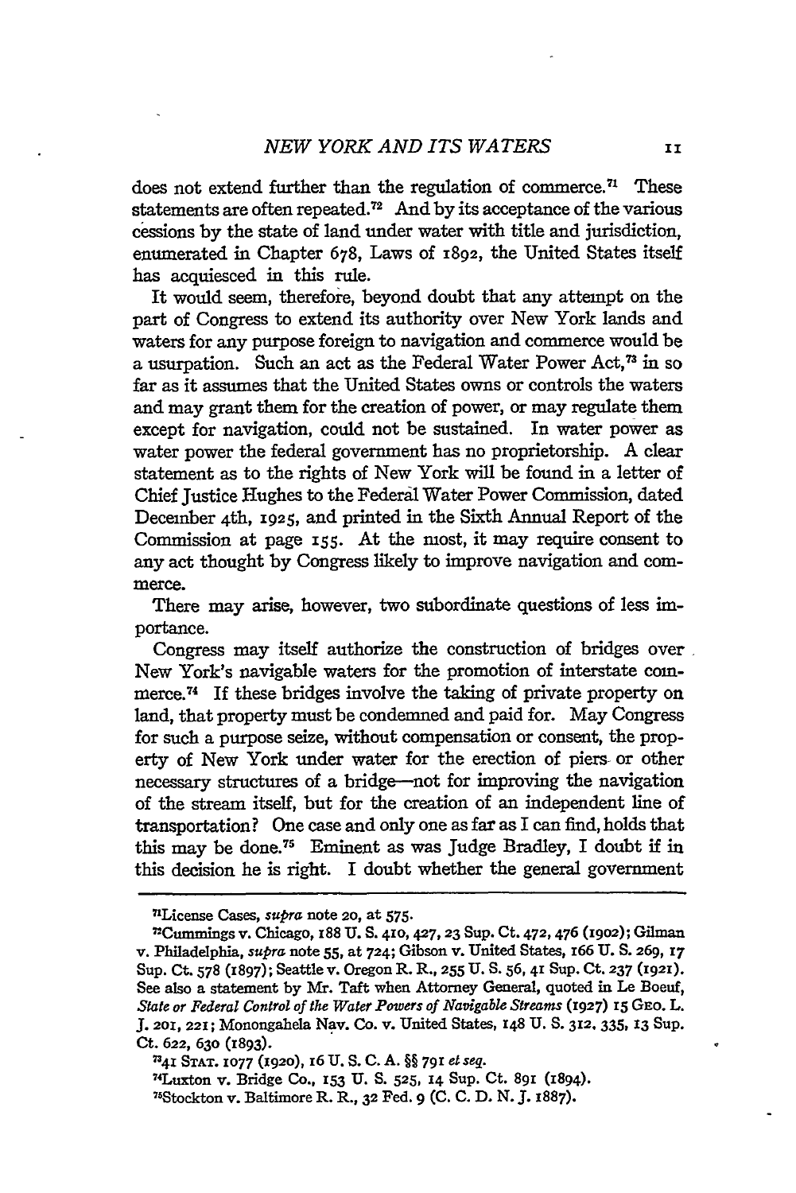does not extend further than the regulation of commerce.[71] These statements are often repeated.[72] And by its acceptance of the various cessions by the state of land under water with title and jurisdiction, enumerated in Chapter 678, Laws of 1892, the United States itself has acquiesced in this rule.

It would seem, therefore, beyond doubt that any attempt on the part of Congress to extend its authority over New York lands and waters for any purpose foreign to navigation and commerce would be a usurpation. Such an act as the Federal Water Power Act,[73] in so far as it assumes that the United States owns or controls the waters and may grant them for the creation of power, or may regulate them except for navigation, could not be sustained. In water power as water power the federal government has no proprietorship. A clear statement as to the rights of New York will be found in a letter of Chief Justice Hughes to the Federal Water Power Commission, dated December 4th, 1925, and printed in the Sixth Annual Report of the Commission at page 155. At the most, it may require consent to any act thought by Congress likely to improve navigation and commerce.

There may arise, however, two subordinate questions of less importance.

Congress may itself authorize the construction of bridges over New York's navigable waters for the promotion of interstate commerce.[74] If these bridges involve the taking of private property on land, that property must be condemned and paid for. May Congress for such a purpose seize, without compensation or consent, the property of New York under water for the erection of piers or other necessary structures of a bridge—not for improving the navigation of the stream itself, but for the creation of an independent line of transportation? One case and only one as far as I can find, holds that this may be done.[75] Eminent as was Judge Bradley, I doubt if in this decision he is right. I doubt whether the general government

---

[71] License Cases, *supra* note 20, at 575.

[72] Cummings v. Chicago, 188 U. S. 410, 427, 23 Sup. Ct. 472, 476 (1902); Gilman v. Philadelphia, *supra* note 55, at 724; Gibson v. United States, 166 U. S. 269, 17 Sup. Ct. 578 (1897); Seattle v. Oregon R. R., 255 U. S. 56, 41 Sup. Ct. 237 (1921). See also a statement by Mr. Taft when Attorney General, quoted in Le Boeuf, *State or Federal Control of the Water Powers of Navigable Streams* (1927) 15 Geo. L. J. 201, 221; Monongahela Nav. Co. v. United States, 148 U. S. 312, 335, 13 Sup. Ct. 622, 630 (1893).

[73] 41 Stat. 1077 (1920), 16 U. S. C. A. §§ 791 *et seq.*

[74] Luxton v. Bridge Co., 153 U. S. 525, 14 Sup. Ct. 891 (1894).

[75] Stockton v. Baltimore R. R., 32 Fed. 9 (C. C. D. N. J. 1887).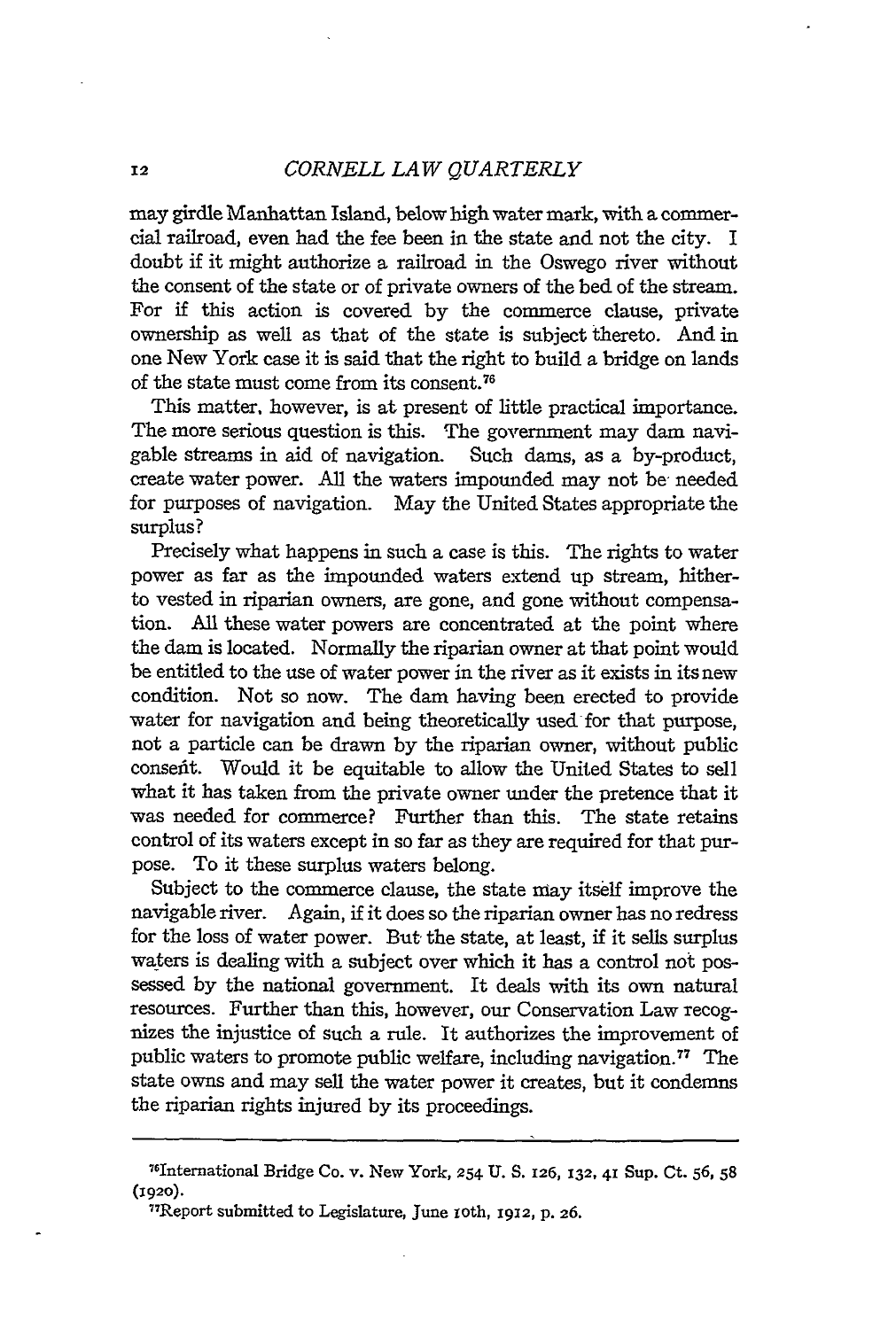may girdle Manhattan Island, below high water mark, with a commercial railroad, even had the fee been in the state and not the city. I doubt if it might authorize a railroad in the Oswego river without the consent of the state or of private owners of the bed of the stream. For if this action is covered by the commerce clause, private ownership as well as that of the state is subject thereto. And in one New York case it is said that the right to build a bridge on lands of the state must come from its consent.[76]

This matter, however, is at present of little practical importance. The more serious question is this. The government may dam navigable streams in aid of navigation. Such dams, as a by-product, create water power. All the waters impounded may not be needed for purposes of navigation. May the United States appropriate the surplus?

Precisely what happens in such a case is this. The rights to water power as far as the impounded waters extend up stream, hitherto vested in riparian owners, are gone, and gone without compensation. All these water powers are concentrated at the point where the dam is located. Normally the riparian owner at that point would be entitled to the use of water power in the river as it exists in its new condition. Not so now. The dam having been erected to provide water for navigation and being theoretically used for that purpose, not a particle can be drawn by the riparian owner, without public consent. Would it be equitable to allow the United States to sell what it has taken from the private owner under the pretence that it was needed for commerce? Further than this. The state retains control of its waters except in so far as they are required for that purpose. To it these surplus waters belong.

Subject to the commerce clause, the state may itself improve the navigable river. Again, if it does so the riparian owner has no redress for the loss of water power. But the state, at least, if it sells surplus waters is dealing with a subject over which it has a control not possessed by the national government. It deals with its own natural resources. Further than this, however, our Conservation Law recognizes the injustice of such a rule. It authorizes the improvement of public waters to promote public welfare, including navigation.[77] The state owns and may sell the water power it creates, but it condemns the riparian rights injured by its proceedings.

---

[76]International Bridge Co. v. New York, 254 U. S. 126, 132, 41 Sup. Ct. 56, 58 (1920).

[77]Report submitted to Legislature, June 10th, 1912, p. 26.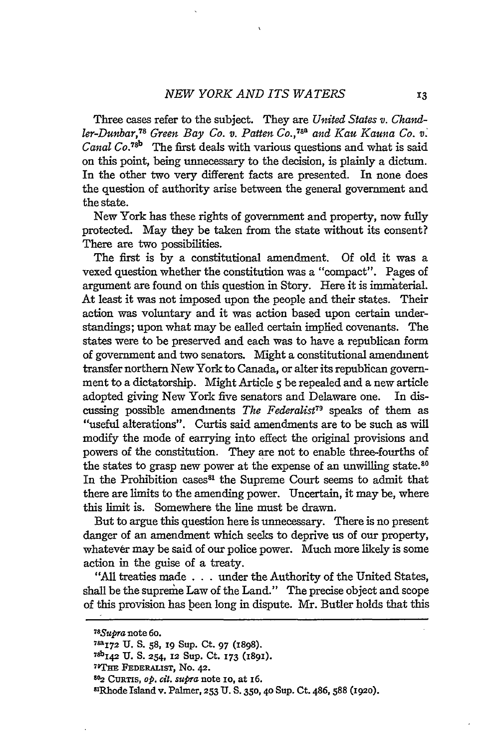Three cases refer to the subject. They are *United States v. Chandler-Dunbar*,[78] *Green Bay Co. v. Patten Co.*,[78a] and *Kau Kauna Co. v. Canal Co.*[78b] The first deals with various questions and what is said on this point, being unnecessary to the decision, is plainly a dictum. In the other two very different facts are presented. In none does the question of authority arise between the general government and the state.

New York has these rights of government and property, now fully protected. May they be taken from the state without its consent? There are two possibilities.

The first is by a constitutional amendment. Of old it was a vexed question whether the constitution was a "compact". Pages of argument are found on this question in Story. Here it is immaterial. At least it was not imposed upon the people and their states. Their action was voluntary and it was action based upon certain understandings; upon what may be called certain implied covenants. The states were to be preserved and each was to have a republican form of government and two senators. Might a constitutional amendment transfer northern New York to Canada, or alter its republican government to a dictatorship. Might Article 5 be repealed and a new article adopted giving New York five senators and Delaware one. In discussing possible amendments *The Federalist*[79] speaks of them as "useful alterations". Curtis said amendments are to be such as will modify the mode of carrying into effect the original provisions and powers of the constitution. They are not to enable three-fourths of the states to grasp new power at the expense of an unwilling state.[80] In the Prohibition cases[81] the Supreme Court seems to admit that there are limits to the amending power. Uncertain, it may be, where this limit is. Somewhere the line must be drawn.

But to argue this question here is unnecessary. There is no present danger of an amendment which seeks to deprive us of our property, whatever may be said of our police power. Much more likely is some action in the guise of a treaty.

"All treaties made . . . under the Authority of the United States, shall be the supreme Law of the Land." The precise object and scope of this provision has been long in dispute. Mr. Butler holds that this

---

[78] *Supra* note 60.

[78a] 172 U. S. 58, 19 Sup. Ct. 97 (1898).

[78b] 142 U. S. 254, 12 Sup. Ct. 173 (1891).

[79] THE FEDERALIST, No. 42.

[80] 2 CURTIS, *op. cit. supra* note 10, at 16.

[81] Rhode Island v. Palmer, 253 U. S. 350, 40 Sup. Ct. 486, 588 (1920).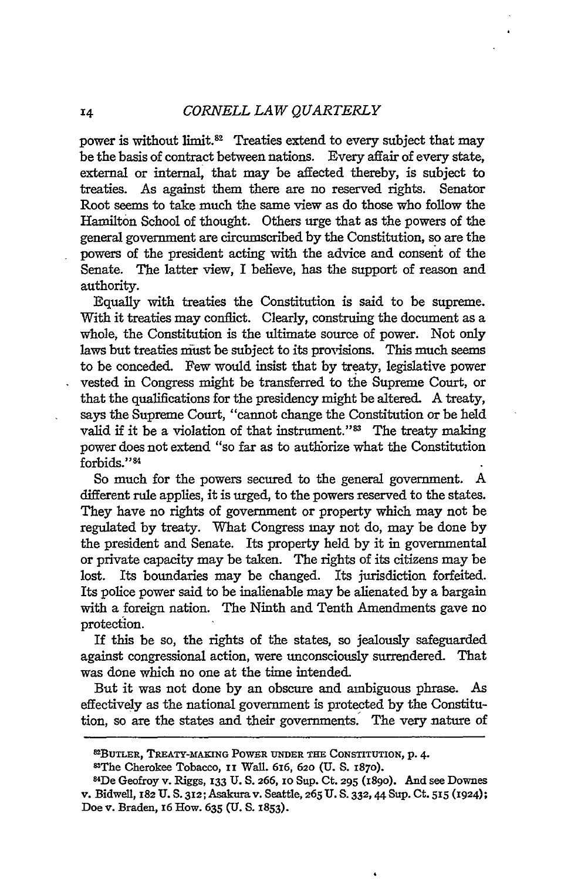power is without limit.[82] Treaties extend to every subject that may be the basis of contract between nations. Every affair of every state, external or internal, that may be affected thereby, is subject to treaties. As against them there are no reserved rights. Senator Root seems to take much the same view as do those who follow the Hamilton School of thought. Others urge that as the powers of the general government are circumscribed by the Constitution, so are the powers of the president acting with the advice and consent of the Senate. The latter view, I believe, has the support of reason and authority.

Equally with treaties the Constitution is said to be supreme. With it treaties may conflict. Clearly, construing the document as a whole, the Constitution is the ultimate source of power. Not only laws but treaties must be subject to its provisions. This much seems to be conceded. Few would insist that by treaty, legislative power vested in Congress might be transferred to the Supreme Court, or that the qualifications for the presidency might be altered. A treaty, says the Supreme Court, "cannot change the Constitution or be held valid if it be a violation of that instrument."[83] The treaty making power does not extend "so far as to authorize what the Constitution forbids."[84]

So much for the powers secured to the general government. A different rule applies, it is urged, to the powers reserved to the states. They have no rights of government or property which may not be regulated by treaty. What Congress may not do, may be done by the president and Senate. Its property held by it in governmental or private capacity may be taken. The rights of its citizens may be lost. Its boundaries may be changed. Its jurisdiction forfeited. Its police power said to be inalienable may be alienated by a bargain with a foreign nation. The Ninth and Tenth Amendments gave no protection.

If this be so, the rights of the states, so jealously safeguarded against congressional action, were unconsciously surrendered. That was done which no one at the time intended.

But it was not done by an obscure and ambiguous phrase. As effectively as the national government is protected by the Constitution, so are the states and their governments. The very nature of

---

[82] Butler, Treaty-Making Power under the Constitution, p. 4.

[83] The Cherokee Tobacco, 11 Wall. 616, 620 (U. S. 1870).

[84] De Geofroy v. Riggs, 133 U. S. 266, 10 Sup. Ct. 295 (1890). And see Downes v. Bidwell, 182 U. S. 312; Asakura v. Seattle, 265 U. S. 332, 44 Sup. Ct. 515 (1924); Doe v. Braden, 16 How. 635 (U. S. 1853).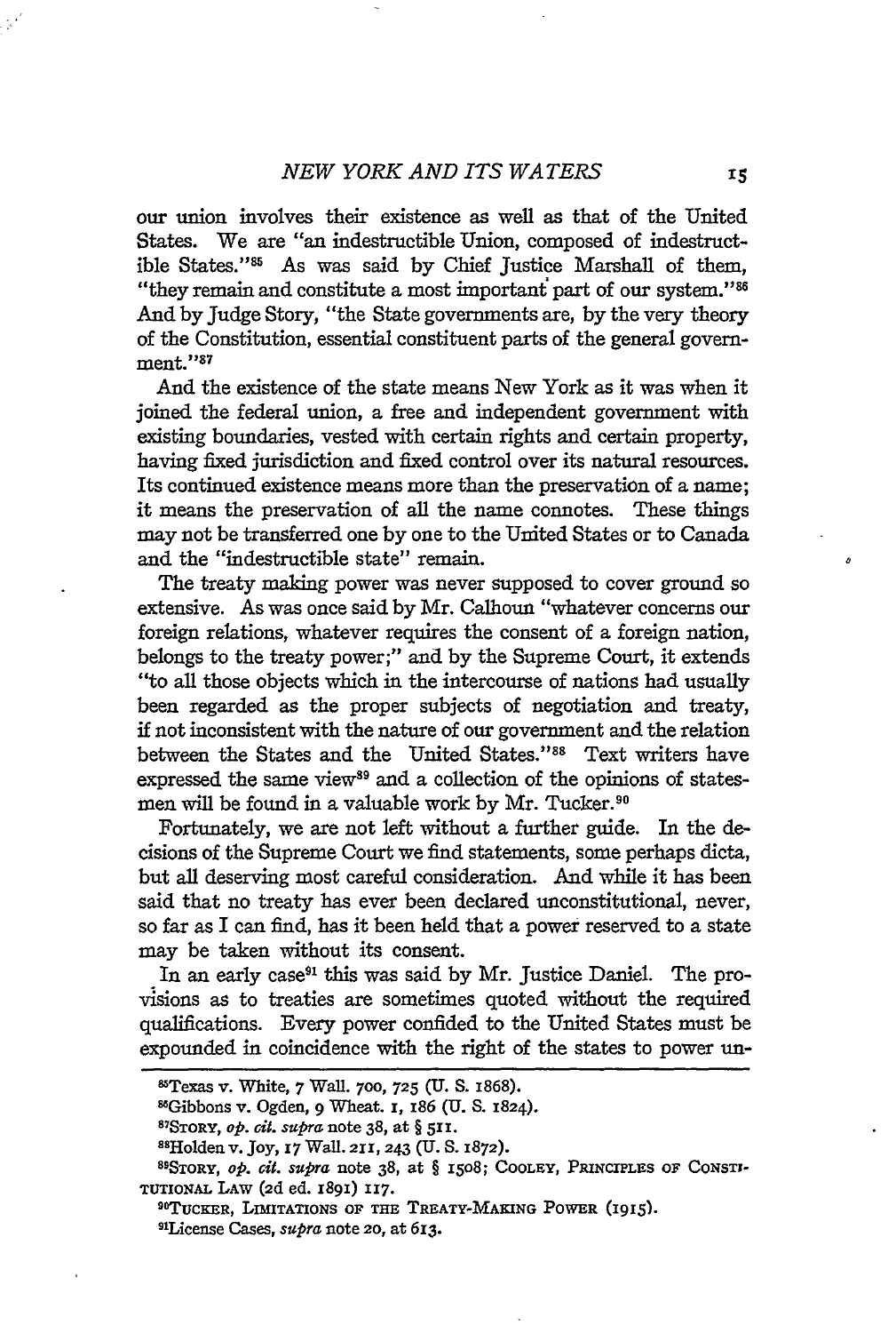our union involves their existence as well as that of the United States. We are "an indestructible Union, composed of indestructible States."[85] As was said by Chief Justice Marshall of them, "they remain and constitute a most important part of our system."[86] And by Judge Story, "the State governments are, by the very theory of the Constitution, essential constituent parts of the general government."[87]

And the existence of the state means New York as it was when it joined the federal union, a free and independent government with existing boundaries, vested with certain rights and certain property, having fixed jurisdiction and fixed control over its natural resources. Its continued existence means more than the preservation of a name; it means the preservation of all the name connotes. These things may not be transferred one by one to the United States or to Canada and the "indestructible state" remain.

The treaty making power was never supposed to cover ground so extensive. As was once said by Mr. Calhoun "whatever concerns our foreign relations, whatever requires the consent of a foreign nation, belongs to the treaty power;" and by the Supreme Court, it extends "to all those objects which in the intercourse of nations had usually been regarded as the proper subjects of negotiation and treaty, if not inconsistent with the nature of our government and the relation between the States and the United States."[88] Text writers have expressed the same view[89] and a collection of the opinions of statesmen will be found in a valuable work by Mr. Tucker.[90]

Fortunately, we are not left without a further guide. In the decisions of the Supreme Court we find statements, some perhaps dicta, but all deserving most careful consideration. And while it has been said that no treaty has ever been declared unconstitutional, never, so far as I can find, has it been held that a power reserved to a state may be taken without its consent.

In an early case[91] this was said by Mr. Justice Daniel. The provisions as to treaties are sometimes quoted without the required qualifications. Every power confided to the United States must be expounded in coincidence with the right of the states to power un-

---

[85] Texas v. White, 7 Wall. 700, 725 (U. S. 1868).

[86] Gibbons v. Ogden, 9 Wheat. 1, 186 (U. S. 1824).

[87] Story, *op. cit. supra* note 38, at § 511.

[88] Holden v. Joy, 17 Wall. 211, 243 (U. S. 1872).

[89] Story, *op. cit. supra* note 38, at § 1508; Cooley, Principles of Constitutional Law (2d ed. 1891) 117.

[90] Tucker, Limitations of the Treaty-Making Power (1915).

[91] License Cases, *supra* note 20, at 613.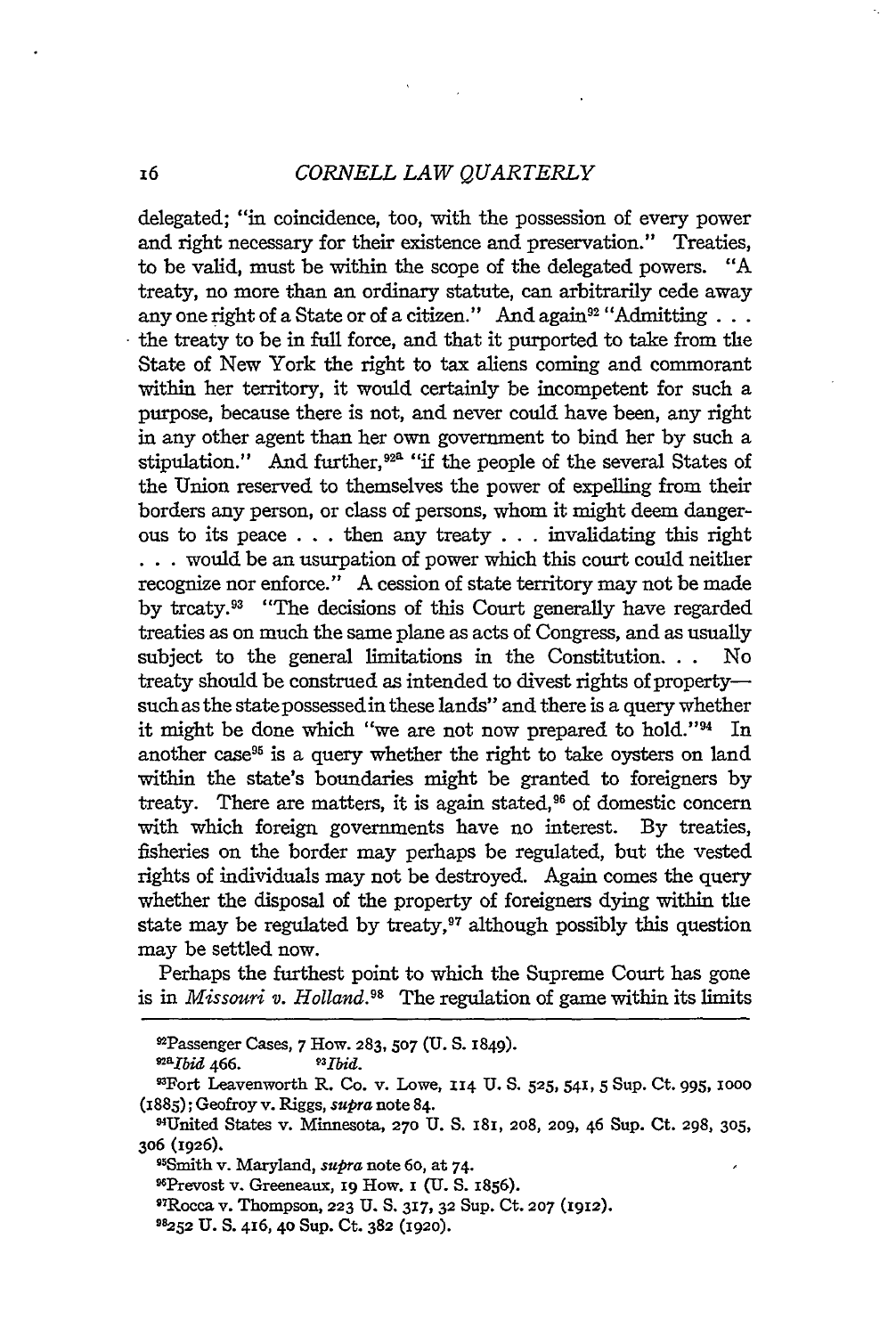delegated; "in coincidence, too, with the possession of every power and right necessary for their existence and preservation." Treaties, to be valid, must be within the scope of the delegated powers. "A treaty, no more than an ordinary statute, can arbitrarily cede away any one right of a State or of a citizen." And again[92] "Admitting . . . the treaty to be in full force, and that it purported to take from the State of New York the right to tax aliens coming and commorant within her territory, it would certainly be incompetent for such a purpose, because there is not, and never could have been, any right in any other agent than her own government to bind her by such a stipulation." And further,[92a] "if the people of the several States of the Union reserved to themselves the power of expelling from their borders any person, or class of persons, whom it might deem dangerous to its peace . . . then any treaty . . . invalidating this right . . . would be an usurpation of power which this court could neither recognize nor enforce." A cession of state territory may not be made by treaty.[93] "The decisions of this Court generally have regarded treaties as on much the same plane as acts of Congress, and as usually subject to the general limitations in the Constitution. . . No treaty should be construed as intended to divest rights of property—such as the state possessed in these lands" and there is a query whether it might be done which "we are not now prepared to hold."[94] In another case[95] is a query whether the right to take oysters on land within the state's boundaries might be granted to foreigners by treaty. There are matters, it is again stated,[96] of domestic concern with which foreign governments have no interest. By treaties, fisheries on the border may perhaps be regulated, but the vested rights of individuals may not be destroyed. Again comes the query whether the disposal of the property of foreigners dying within the state may be regulated by treaty,[97] although possibly this question may be settled now.

Perhaps the furthest point to which the Supreme Court has gone is in *Missouri v. Holland*.[98] The regulation of game within its limits

---

[92]Passenger Cases, 7 How. 283, 507 (U. S. 1849).

[92a]*Ibid* 466. [93]*Ibid.*

[93]Fort Leavenworth R. Co. v. Lowe, 114 U. S. 525, 541, 5 Sup. Ct. 995, 1000 (1885); Geofroy v. Riggs, *supra* note 84.

[94]United States v. Minnesota, 270 U. S. 181, 208, 209, 46 Sup. Ct. 298, 305, 306 (1926).

[95]Smith v. Maryland, *supra* note 60, at 74.

[96]Prevost v. Greeneaux, 19 How. 1 (U. S. 1856).

[97]Rocca v. Thompson, 223 U. S. 317, 32 Sup. Ct. 207 (1912).

[98]252 U. S. 416, 40 Sup. Ct. 382 (1920).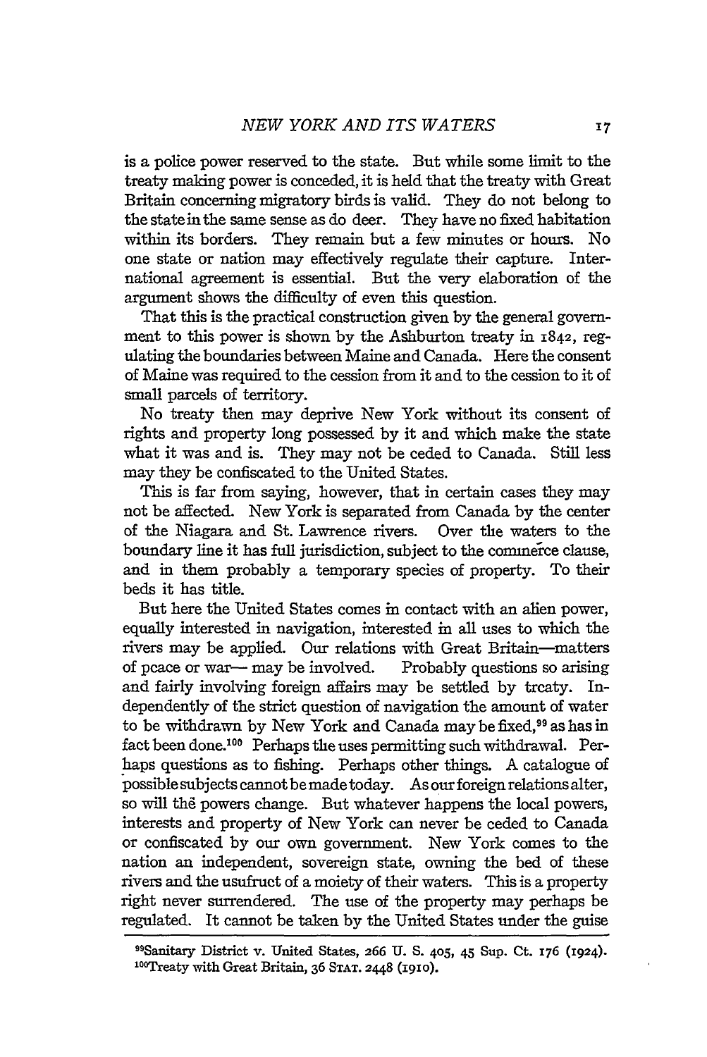is a police power reserved to the state. But while some limit to the treaty making power is conceded, it is held that the treaty with Great Britain concerning migratory birds is valid. They do not belong to the state in the same sense as do deer. They have no fixed habitation within its borders. They remain but a few minutes or hours. No one state or nation may effectively regulate their capture. International agreement is essential. But the very elaboration of the argument shows the difficulty of even this question.

That this is the practical construction given by the general government to this power is shown by the Ashburton treaty in 1842, regulating the boundaries between Maine and Canada. Here the consent of Maine was required to the cession from it and to the cession to it of small parcels of territory.

No treaty then may deprive New York without its consent of rights and property long possessed by it and which make the state what it was and is. They may not be ceded to Canada. Still less may they be confiscated to the United States.

This is far from saying, however, that in certain cases they may not be affected. New York is separated from Canada by the center of the Niagara and St. Lawrence rivers. Over the waters to the boundary line it has full jurisdiction, subject to the commerce clause, and in them probably a temporary species of property. To their beds it has title.

But here the United States comes in contact with an alien power, equally interested in navigation, interested in all uses to which the rivers may be applied. Our relations with Great Britain—matters of peace or war— may be involved. Probably questions so arising and fairly involving foreign affairs may be settled by treaty. Independently of the strict question of navigation the amount of water to be withdrawn by New York and Canada may be fixed,[99] as has in fact been done.[100] Perhaps the uses permitting such withdrawal. Perhaps questions as to fishing. Perhaps other things. A catalogue of possible subjects cannot be made today. As our foreign relations alter, so will the powers change. But whatever happens the local powers, interests and property of New York can never be ceded to Canada or confiscated by our own government. New York comes to the nation an independent, sovereign state, owning the bed of these rivers and the usufruct of a moiety of their waters. This is a property right never surrendered. The use of the property may perhaps be regulated. It cannot be taken by the United States under the guise

[99]Sanitary District v. United States, 266 U. S. 405, 45 Sup. Ct. 176 (1924).

[100]Treaty with Great Britain, 36 STAT. 2448 (1910).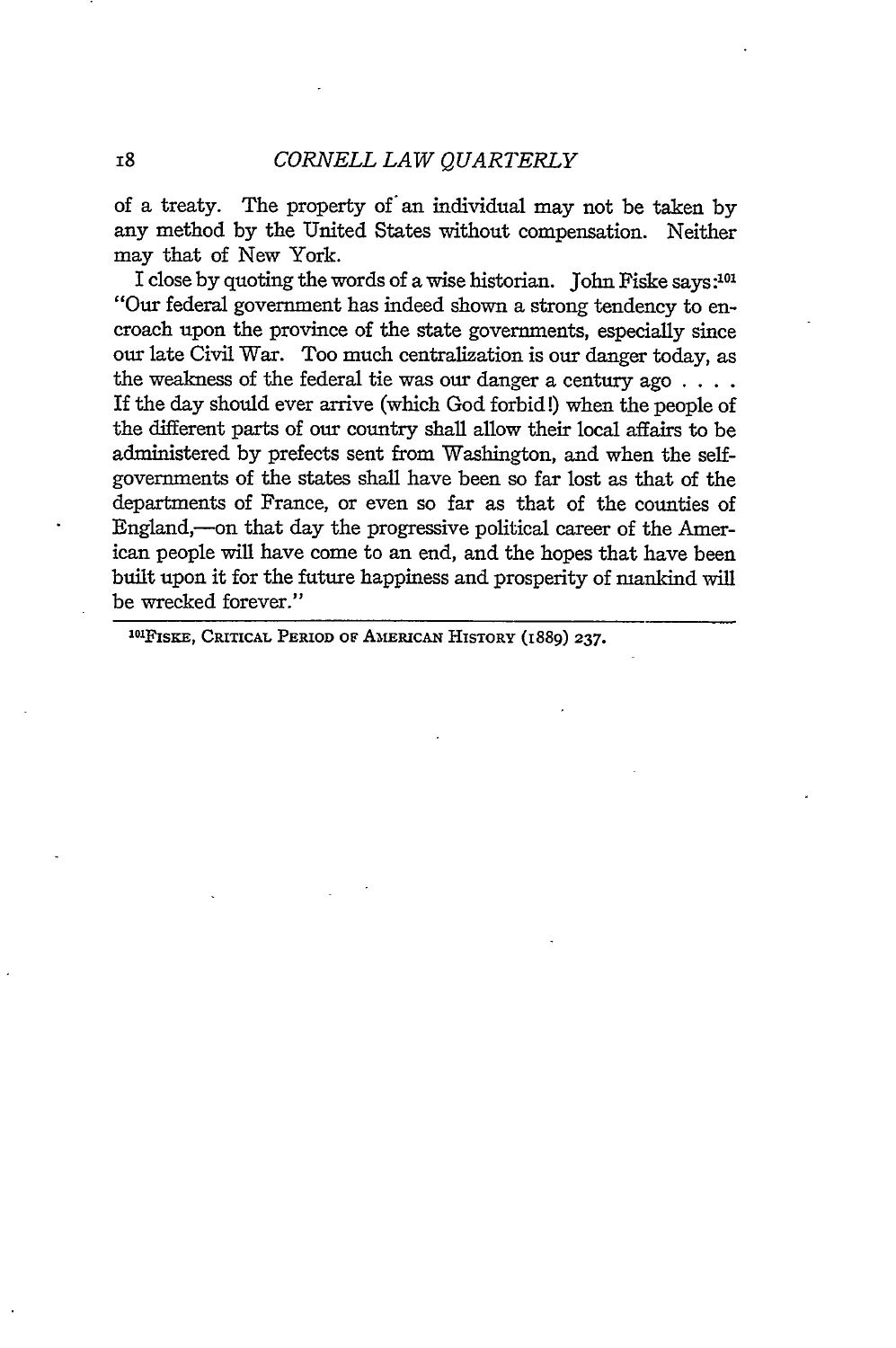of a treaty. The property of an individual may not be taken by any method by the United States without compensation. Neither may that of New York.

I close by quoting the words of a wise historian. John Fiske says:[101] "Our federal government has indeed shown a strong tendency to encroach upon the province of the state governments, especially since our late Civil War. Too much centralization is our danger today, as the weakness of the federal tie was our danger a century ago . . . . If the day should ever arrive (which God forbid!) when the people of the different parts of our country shall allow their local affairs to be administered by prefects sent from Washington, and when the self-governments of the states shall have been so far lost as that of the departments of France, or even so far as that of the counties of England,—on that day the progressive political career of the American people will have come to an end, and the hopes that have been built upon it for the future happiness and prosperity of mankind will be wrecked forever."

---

[101]FISKE, CRITICAL PERIOD OF AMERICAN HISTORY (1889) 237.